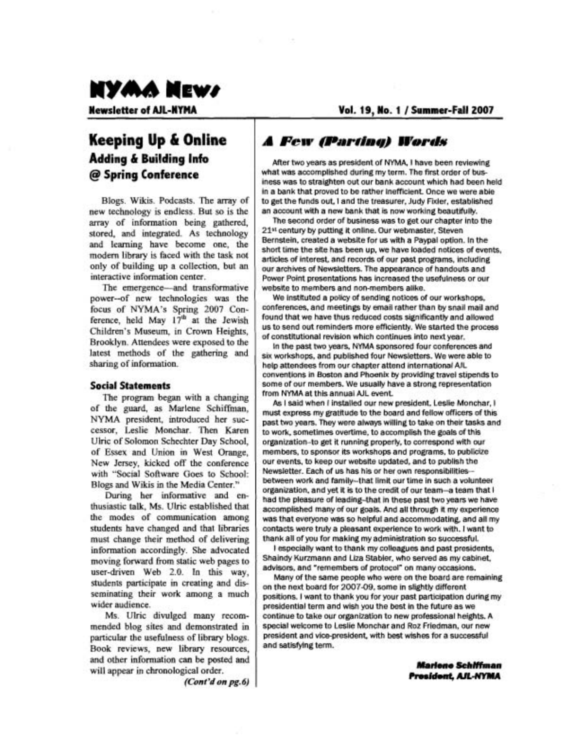# NYMA News

**Newsletter of AJL-NYMA**

**Vol. 19, No. 1 / Summer-Fall 2007**

## Keeping Up & Online

### Adding & Building Info @ Spring Conference

Blogs. Wikis. Podcasts. The array of new technology is endless. But so is the array of information being gathered, stored, and integrated. As technology and learning have become one, the modern library is faced with the task not only of building up a collection, but an interactive information center.

The emergence—and transformative power--of new technologies was the focus of NYMA's Spring 2007 Conference, held May 17th at the Jewish Children's Museum, in Crown Heights, Brooklyn. Attendees were exposed to the latest methods of the gathering and sharing of information.

#### Social Statements

The program began with a changing of the guard, as Marlene Schiffman, NYMA president, introduced her successor, Leslie Monchar. Then Karen Ulric of Solomon Schechter Day School, of Essex and Union in West Orange, New Jersey, kicked off the conference with "Social Software Goes to School: Blogs and Wikis in the Media Center."

During her informative and enthusiastic talk, Ms. Ulric established that the modes of communication among students have changed and that libraries must change their method of delivering information accordingly. She advocated moving forward from static web pages to user-driven Web 2.0. In this way, students participate in creating and disseminating their work among a much wider audience.

Ms. Ulric divulged many recommended blog sites and demonstrated in particular the usefulness of library blogs. Book reviews, new library resources, and other information can be posted and will appear in chronological order.

*(Cont'd on pg.6)*

## *A Few (Parting) Words*

After two years as president of NYMA, I have been reviewing what was accomplished during my term. The first order of business was to straighten out our bank account which had been held in a bank that proved to be rather inefficient. Once we were able to get the funds out, I and the treasurer, Judy Fixler, established an account with a new bank that is now working beautifully.

The second order of business was to get our chapter into the 21st century by putting it online. Our webmaster, Steven Bernstein, created a website for us with a Paypal option. In the short time the site has been up, we have loaded notices of events, articles of interest, and records of our past programs, including our archives of Newsletters. The appearance of handouts and Power Point presentations has increased the usefulness or our website to members and non-members alike.

We instituted a policy of sending notices of our workshops, conferences, and meetings by email rather than by snail mail and found that we have thus reduced costs significantly and allowed us to send out reminders more efficiently. We started the process of constitutional revision which continues into next year.

In the past two years, NYMA sponsored four conferences and six workshops, and published four Newsletters. We were able to help attendees from our chapter attend international AJL conventions in Boston and Phoenix by providing travel stipends to some of our members. We usually have a strong representation from NYMA at this annual AJL event.

As I said when I installed our new president, Leslie Monchar, I must express my gratitude to the board and fellow officers of this past two years. They were always willing to take on their tasks and to work, sometimes overtime, to accomplish the goals of this organization–to get it running properly, to correspond with our members, to sponsor its workshops and programs, to publicize our events, to keep our website updated, and to publish the Newsletter. Each of us has his or her own responsibilities–between work and family–that limit our time in such a volunteer organization, and yet it is to the credit of our team–a team that I had the pleasure of leading–that in these past two years we have accomplished many of our goals. And all through it my experience was that everyone was so helpful and accommodating, and all my contacts were truly a pleasant experience to work with. I want to thank all of you for making my administration so successful.

I especially want to thank my colleagues and past presidents, Shaindy Kurzmann and Liza Stabler, who served as my cabinet, advisors, and "remembers of protocol" on many occasions.

Many of the same people who were on the board are remaining on the next board for 2007-09, some in slightly different positions. I want to thank you for your past participation during my presidential term and wish you the best in the future as we continue to take our organization to new professional heights. A special welcome to Leslie Monchar and Roz Friedman, our new president and vice-president, with best wishes for a successful and satisfying term.

***Marlene Schiffman***
***President, AJL-NYMA***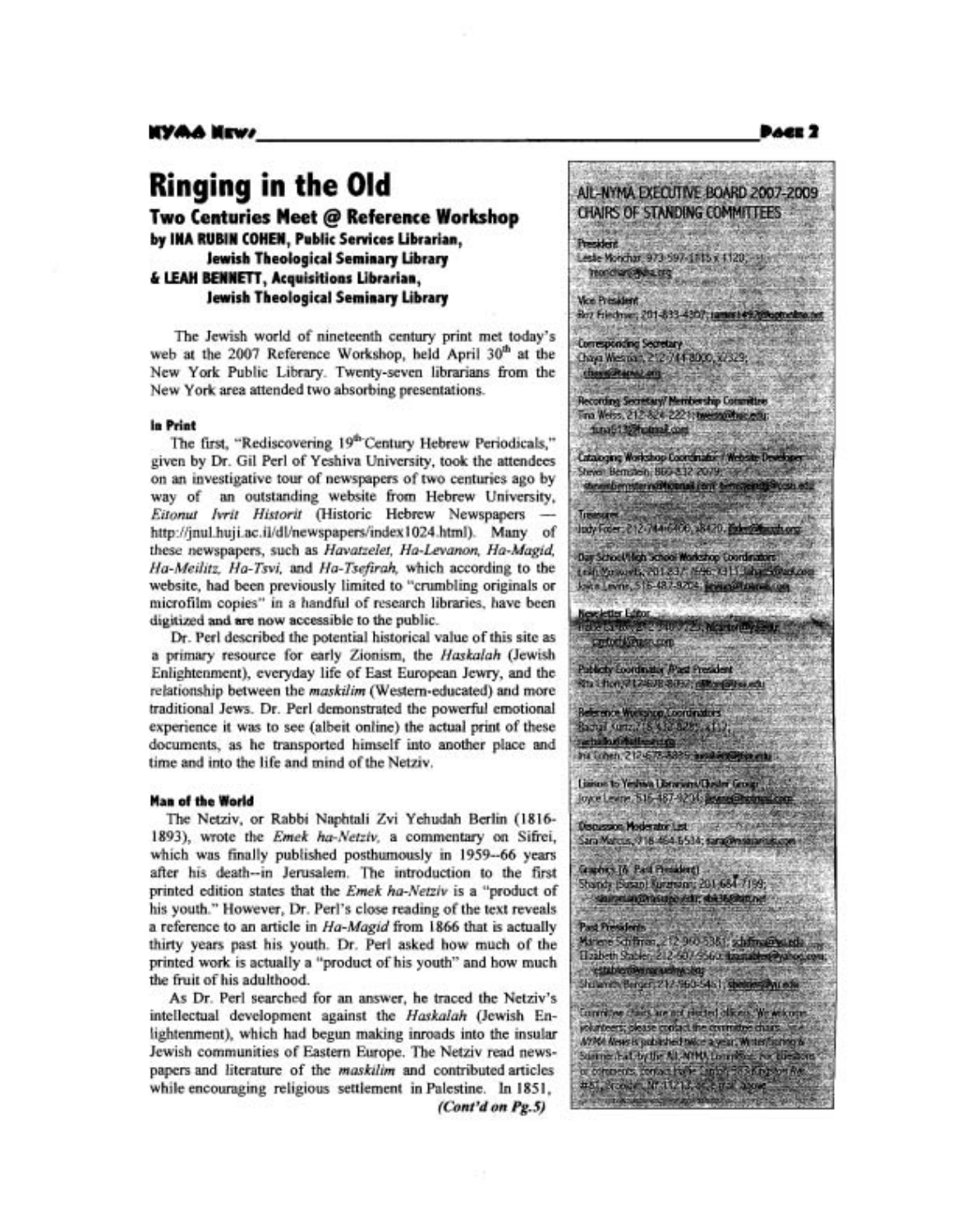# Ringing in the Old

## Two Centuries Meet @ Reference Workshop

**by INA RUBIN COHEN, Public Services Librarian, Jewish Theological Seminary Library & LEAH BENNETT, Acquisitions Librarian, Jewish Theological Seminary Library**

The Jewish world of nineteenth century print met today's web at the 2007 Reference Workshop, held April 30th at the New York Public Library. Twenty-seven librarians from the New York area attended two absorbing presentations.

### In Print

The first, "Rediscovering 19th Century Hebrew Periodicals," given by Dr. Gil Perl of Yeshiva University, took the attendees on an investigative tour of newspapers of two centuries ago by way of an outstanding website from Hebrew University, *Eitonut Ivrit Historit* (Historic Hebrew Newspapers — http://jnul.huji.ac.il/dl/newspapers/index1024.html). Many of these newspapers, such as *Havatzelet, Ha-Levanon, Ha-Magid, Ha-Meilitz, Ha-Tsvi,* and *Ha-Tsefirah,* which according to the website, had been previously limited to "crumbling originals or microfilm copies" in a handful of research libraries, have been digitized and are now accessible to the public.

Dr. Perl described the potential historical value of this site as a primary resource for early Zionism, the *Haskalah* (Jewish Enlightenment), everyday life of East European Jewry, and the relationship between the *maskilim* (Western-educated) and more traditional Jews. Dr. Perl demonstrated the powerful emotional experience it was to see (albeit online) the actual print of these documents, as he transported himself into another place and time and into the life and mind of the Netziv.

### Man of the World

The Netziv, or Rabbi Naphtali Zvi Yehudah Berlin (1816-1893), wrote the *Emek ha-Netziv,* a commentary on Sifrei, which was finally published posthumously in 1959--66 years after his death--in Jerusalem. The introduction to the first printed edition states that the *Emek ha-Netziv* is a "product of his youth." However, Dr. Perl's close reading of the text reveals a reference to an article in *Ha-Magid* from 1866 that is actually thirty years past his youth. Dr. Perl asked how much of the printed work is actually a "product of his youth" and how much the fruit of his adulthood.

As Dr. Perl searched for an answer, he traced the Netziv's intellectual development against the *Haskalah* (Jewish Enlightenment), which had begun making inroads into the insular Jewish communities of Eastern Europe. The Netziv read newspapers and literature of the *maskilim* and contributed articles while encouraging religious settlement in Palestine. In 1851,

*(Cont'd on Pg.5)*

---

**AJL-NYMA EXECUTIVE BOARD 2007-2009 CHAIRS OF STANDING COMMITTEES**

**President**
Leslie Monchar, 973-597-1115 x 1120; lmonchar@jkha.org

**Vice President**
Bez Friedman; 201-833-4307; [illegible]

**Corresponding Secretary**
Chaya Wiesman, 212-744-8000, x2329; [illegible]

**Recording Secretary/ Membership Committee**
Tina Weiss, 212-824-2221; tweiss@huc.edu; [illegible]

**Cataloging Workshop Coordinator / Website Developer**
Steven Bernstein, 860-832-2079; [illegible]

**Treasurer**
Judy Fixler, 212-744-6400, x8420; [illegible]

**Day School/High School Workshop Coordinators**
Leah Yeskovits, 201-837-1696 x313; [illegible]
Joyce Levine, 516-487-9204; [illegible]

**Newsletter Editor**
[illegible]

**Publicity Coordinator/ Past President**
Rita Lifton, 212-678-8092; rilifton@jtsa.edu

**Reference Workshop Coordinators**
Rachel Kunz, 718-512-8285, x112; [illegible]
Ina Cohen, 212-678-8835; [illegible]

**Liaison to Yeshiva Librarians/Cluster Group**
Joyce Levine, 516-487-9204; [illegible]

**Discussion Moderator List**
Sara Marcus, 718-464-6514; [illegible]

**Graphics [& Past President]**
Shandy (Susan) Kurzmann, 201-684-7199; [illegible]

**Past Presidents**
Marlene Schiffman, 212-960-5381; schiffma@yu.edu
Elizabeth Stabler, 212-607-5560; [illegible]
Shulamith Berger, 212-960-5451; sberger@yu.edu

Committee Chairs are not elected officers. We welcome volunteers; please contact the committee chairs. *AJL-NYMA News* is published twice a year, Winter/Spring & Summer/Fall by the AJL-NYMA Committee. For questions or comments, contact [illegible]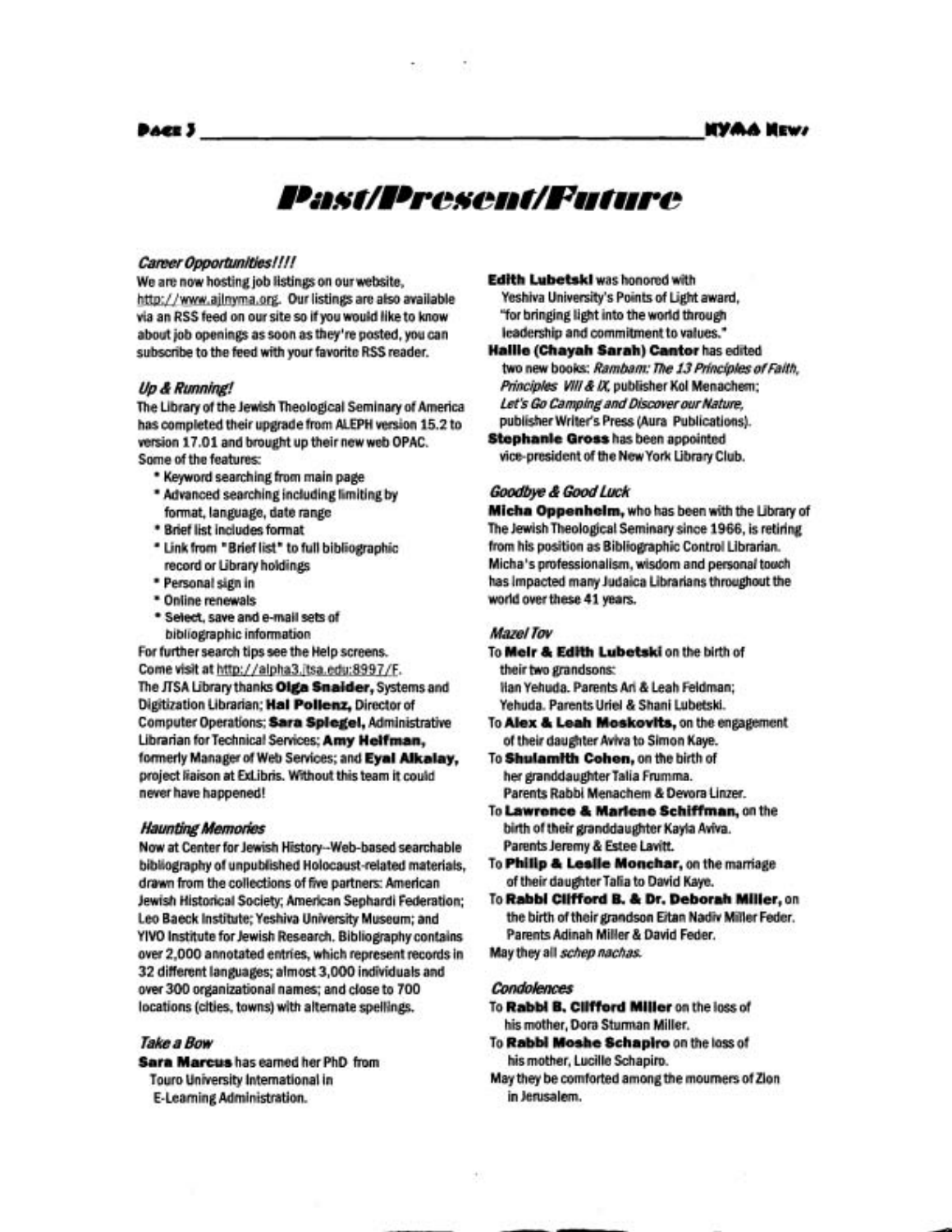# Past/Present/Future

### *Career Opportunities!!!!*

We are now hosting job listings on our website, http://www.ajlnyma.org. Our listings are also available via an RSS feed on our site so if you would like to know about job openings as soon as they're posted, you can subscribe to the feed with your favorite RSS reader.

### *Up & Running!*

The Library of the Jewish Theological Seminary of America has completed their upgrade from ALEPH version 15.2 to version 17.01 and brought up their new web OPAC. Some of the features:

* Keyword searching from main page
* Advanced searching including limiting by format, language, date range
* Brief list includes format
* Link from "Brief list" to full bibliographic record or Library holdings
* Personal sign in
* Online renewals
* Select, save and e-mail sets of bibliographic information

For further search tips see the Help screens.
Come visit at http://alpha3.jtsa.edu:8997/F.
The JTSA Library thanks **Olga Snaider,** Systems and Digitization Librarian; **Hal Pollenz,** Director of Computer Operations; **Sara Spiegel,** Administrative Librarian for Technical Services; **Amy Helfman,** formerly Manager of Web Services; and **Eyal Alkalay,** project liaison at ExLibris. Without this team it could never have happened!

### *Haunting Memories*

Now at Center for Jewish History--Web-based searchable bibliography of unpublished Holocaust-related materials, drawn from the collections of five partners: American Jewish Historical Society; American Sephardi Federation; Leo Baeck Institute; Yeshiva University Museum; and YIVO Institute for Jewish Research. Bibliography contains over 2,000 annotated entries, which represent records in 32 different languages; almost 3,000 individuals and over 300 organizational names; and close to 700 locations (cities, towns) with alternate spellings.

### *Take a Bow*

**Sara Marcus** has earned her PhD from Touro University International in E-Learning Administration.

**Edith Lubetski** was honored with Yeshiva University's Points of Light award, "for bringing light into the world through leadership and commitment to values."

**Hallie (Chayah Sarah) Cantor** has edited two new books: *Rambam: The 13 Principles of Faith, Principles VIII & IX*, publisher Kol Menachem; *Let's Go Camping and Discover our Nature*, publisher Writer's Press (Aura Publications).

**Stephanie Gross** has been appointed vice-president of the New York Library Club.

### *Goodbye & Good Luck*

**Micha Oppenheim,** who has been with the Library of The Jewish Theological Seminary since 1966, is retiring from his position as Bibliographic Control Librarian. Micha's professionalism, wisdom and personal touch has impacted many Judaica Librarians throughout the world over these 41 years.

### *Mazel Tov*

To **Meir & Edith Lubetski** on the birth of their two grandsons:
Ilan Yehuda. Parents Ari & Leah Feldman;
Yehuda. Parents Uriel & Shani Lubetski.

To **Alex & Leah Moskovits,** on the engagement of their daughter Aviva to Simon Kaye.

To **Shulamith Cohen,** on the birth of her granddaughter Talia Frumma. Parents Rabbi Menachem & Devora Linzer.

To **Lawrence & Marlene Schiffman,** on the birth of their granddaughter Kayla Aviva. Parents Jeremy & Estee Lavitt.

To **Philip & Leslie Monchar,** on the marriage of their daughter Talia to David Kaye.

To **Rabbi Clifford B. & Dr. Deborah Miller,** on the birth of their grandson Eitan Nadiv Miller Feder. Parents Adinah Miller & David Feder.

May they all *schep nachas.*

### *Condolences*

To **Rabbi B. Clifford Miller** on the loss of his mother, Dora Sturman Miller.

To **Rabbi Moshe Schapiro** on the loss of his mother, Lucille Schapiro.

May they be comforted among the mourners of Zion in Jerusalem.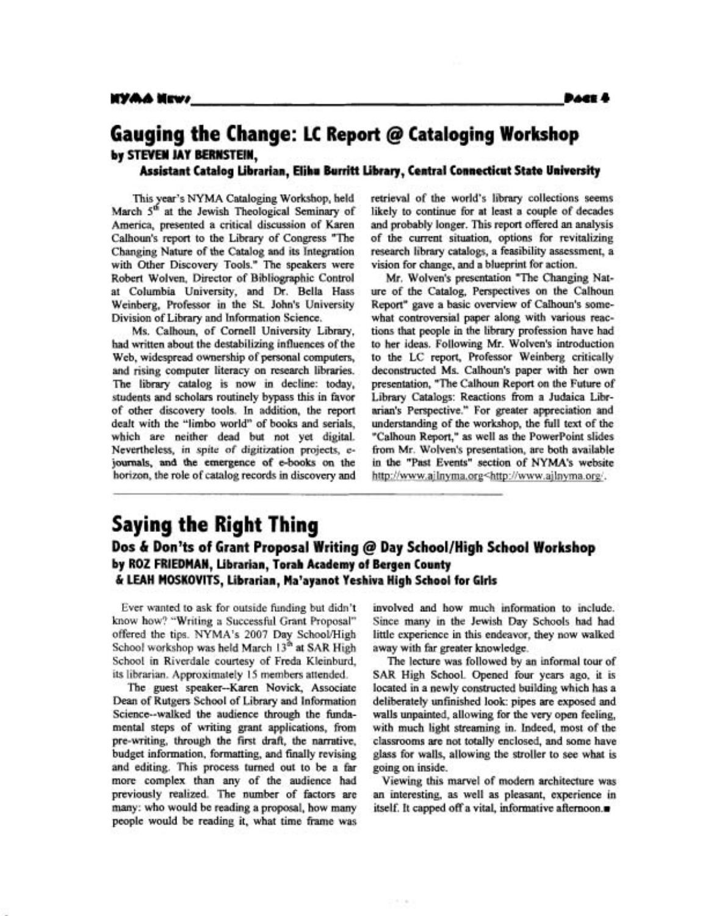# Gauging the Change: LC Report @ Cataloging Workshop

**by STEVEN JAY BERNSTEIN,**
**Assistant Catalog Librarian, Elihu Burritt Library, Central Connecticut State University**

This year's NYMA Cataloging Workshop, held March 5th at the Jewish Theological Seminary of America, presented a critical discussion of Karen Calhoun's report to the Library of Congress "The Changing Nature of the Catalog and its Integration with Other Discovery Tools." The speakers were Robert Wolven, Director of Bibliographic Control at Columbia University, and Dr. Bella Hass Weinberg, Professor in the St. John's University Division of Library and Information Science.

Ms. Calhoun, of Cornell University Library, had written about the destabilizing influences of the Web, widespread ownership of personal computers, and rising computer literacy on research libraries. The library catalog is now in decline: today, students and scholars routinely bypass this in favor of other discovery tools. In addition, the report dealt with the "limbo world" of books and serials, which are neither dead but not yet digital. Nevertheless, *in spite of* digitization projects, e-journals, and the emergence of e-books on the horizon, the role of catalog records in discovery and retrieval of the world's library collections seems likely to continue for at least a couple of decades and probably longer. This report offered an analysis of the current situation, options for revitalizing research library catalogs, a feasibility assessment, a vision for change, and a blueprint for action.

Mr. Wolven's presentation "The Changing Nature of the Catalog, Perspectives on the Calhoun Report" gave a basic overview of Calhoun's somewhat controversial paper along with various reactions that people in the library profession have had to her ideas. Following Mr. Wolven's introduction to the LC report, Professor Weinberg critically deconstructed Ms. Calhoun's paper with her own presentation, "The Calhoun Report on the Future of Library Catalogs: Reactions from a Judaica Librarian's Perspective." For greater appreciation and understanding of the workshop, the full text of the "Calhoun Report," as well as the PowerPoint slides from Mr. Wolven's presentation, are both available in the "Past Events" section of NYMA's website http://www.ajlnyma.org<http://www.ajlnyma.org/.

# Saying the Right Thing

## Dos & Don'ts of Grant Proposal Writing @ Day School/High School Workshop

**by ROZ FRIEDMAN, Librarian, Torah Academy of Bergen County**
**& LEAH MOSKOVITS, Librarian, Ma'ayanot Yeshiva High School for Girls**

Ever wanted to ask for outside funding but didn't know how? "Writing a Successful Grant Proposal" offered the tips. NYMA's 2007 Day School/High School workshop was held March 13th at SAR High School in Riverdale courtesy of Freda Kleinburd, its librarian. Approximately 15 members attended.

The guest speaker--Karen Novick, Associate Dean of Rutgers School of Library and Information Science--walked the audience through the fundamental steps of writing grant applications, from pre-writing, through the first draft, the narrative, budget information, formatting, and finally revising and editing. This process turned out to be a far more complex than any of the audience had previously realized. The number of factors are many: who would be reading a proposal, how many people would be reading it, what time frame was involved and how much information to include. Since many in the Jewish Day Schools had had little experience in this endeavor, they now walked away with far greater knowledge.

The lecture was followed by an informal tour of SAR High School. Opened four years ago, it is located in a newly constructed building which has a deliberately unfinished look: pipes are exposed and walls unpainted, allowing for the very open feeling, with much light streaming in. Indeed, most of the classrooms are not totally enclosed, and some have glass for walls, allowing the stroller to see what is going on inside.

Viewing this marvel of modern architecture was an interesting, as well as pleasant, experience in itself. It capped off a vital, informative afternoon.■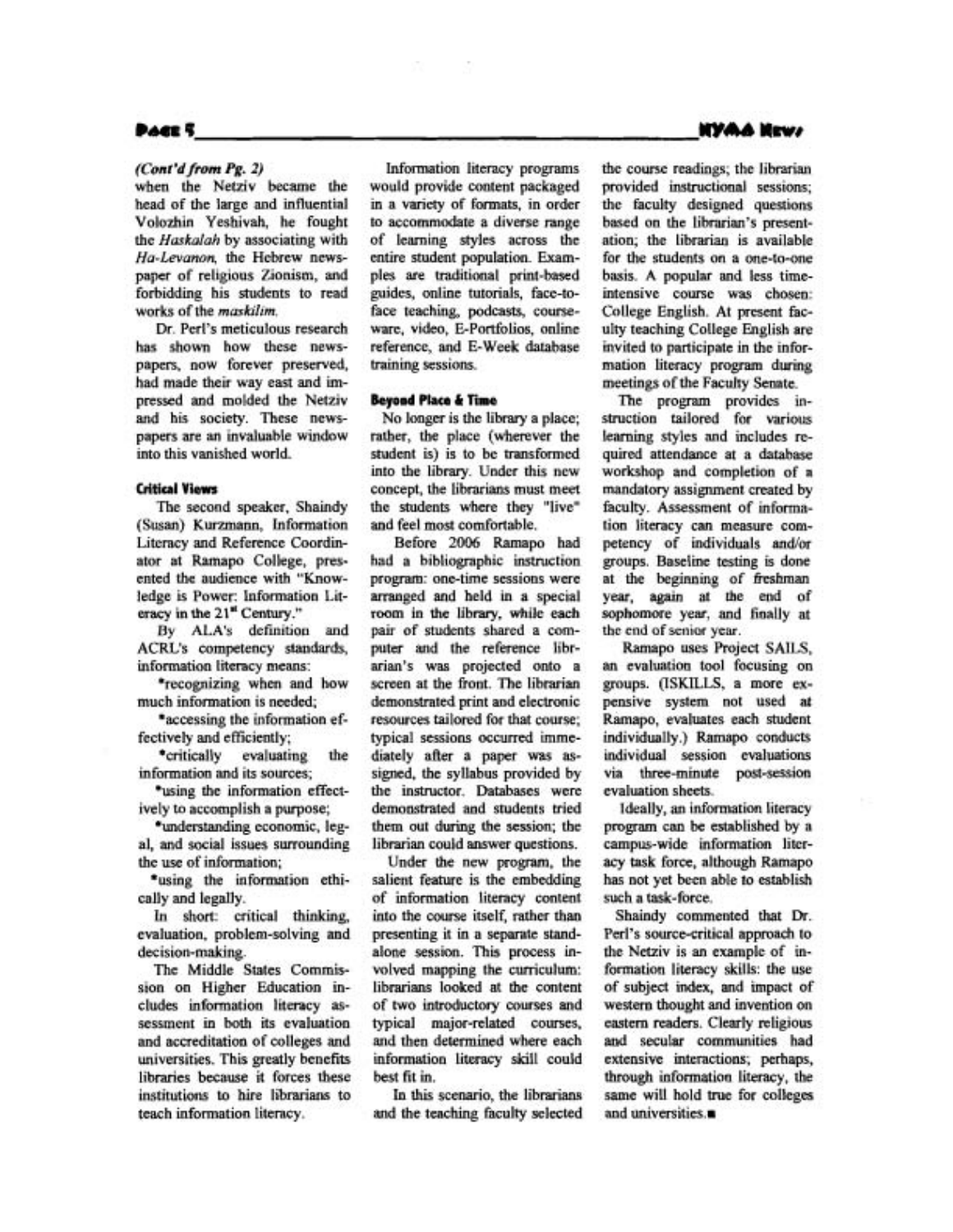*(Cont'd from Pg. 2)*
when the Netziv became the head of the large and influential Volozhin Yeshivah, he fought the *Haskalah* by associating with *Ha-Levanon*, the Hebrew newspaper of religious Zionism, and forbidding his students to read works of the *maskilim*.

Dr. Perl's meticulous research has shown how these newspapers, now forever preserved, had made their way east and impressed and molded the Netziv and his society. These newspapers are an invaluable window into this vanished world.

### Critical Views

The second speaker, Shaindy (Susan) Kurzmann, Information Literacy and Reference Coordinator at Ramapo College, presented the audience with "Knowledge is Power: Information Literacy in the 21st Century."

By ALA's definition and ACRL's competency standards, information literacy means:

•recognizing when and how much information is needed;

•accessing the information effectively and efficiently;

•critically evaluating the information and its sources;

•using the information effectively to accomplish a purpose;

•understanding economic, legal, and social issues surrounding the use of information;

•using the information ethically and legally.

In short: critical thinking, evaluation, problem-solving and decision-making.

The Middle States Commission on Higher Education includes information literacy assessment in both its evaluation and accreditation of colleges and universities. This greatly benefits libraries because it forces these institutions to hire librarians to teach information literacy.

Information literacy programs would provide content packaged in a variety of formats, in order to accommodate a diverse range of learning styles across the entire student population. Examples are traditional print-based guides, online tutorials, face-to-face teaching, podcasts, courseware, video, E-Portfolios, online reference, and E-Week database training sessions.

### Beyond Place & Time

No longer is the library a place; rather, the place (wherever the student is) is to be transformed into the library. Under this new concept, the librarians must meet the students where they "live" and feel most comfortable.

Before 2006 Ramapo had had a bibliographic instruction program: one-time sessions were arranged and held in a special room in the library, while each pair of students shared a computer and the reference librarian's was projected onto a screen at the front. The librarian demonstrated print and electronic resources tailored for that course; typical sessions occurred immediately after a paper was assigned, the syllabus provided by the instructor. Databases were demonstrated and students tried them out during the session; the librarian could answer questions.

Under the new program, the salient feature is the embedding of information literacy content into the course itself, rather than presenting it in a separate stand-alone session. This process involved mapping the curriculum: librarians looked at the content of two introductory courses and typical major-related courses, and then determined where each information literacy skill could best fit in.

In this scenario, the librarians and the teaching faculty selected the course readings; the librarian provided instructional sessions; the faculty designed questions based on the librarian's presentation; the librarian is available for the students on a one-to-one basis. A popular and less time-intensive course was chosen: College English. At present faculty teaching College English are invited to participate in the information literacy program during meetings of the Faculty Senate.

The program provides instruction tailored for various learning styles and includes required attendance at a database workshop and completion of a mandatory assignment created by faculty. Assessment of information literacy can measure competency of individuals and/or groups. Baseline testing is done at the beginning of freshman year, again at the end of sophomore year, and finally at the end of senior year.

Ramapo uses Project SAILS, an evaluation tool focusing on groups. (ISKILLS, a more expensive system not used at Ramapo, evaluates each student individually.) Ramapo conducts individual session evaluations via three-minute post-session evaluation sheets.

Ideally, an information literacy program can be established by a campus-wide information literacy task force, although Ramapo has not yet been able to establish such a task-force.

Shaindy commented that Dr. Perl's source-critical approach to the Netziv is an example of information literacy skills: the use of subject index, and impact of western thought and invention on eastern readers. Clearly religious and secular communities had extensive interactions; perhaps, through information literacy, the same will hold true for colleges and universities.■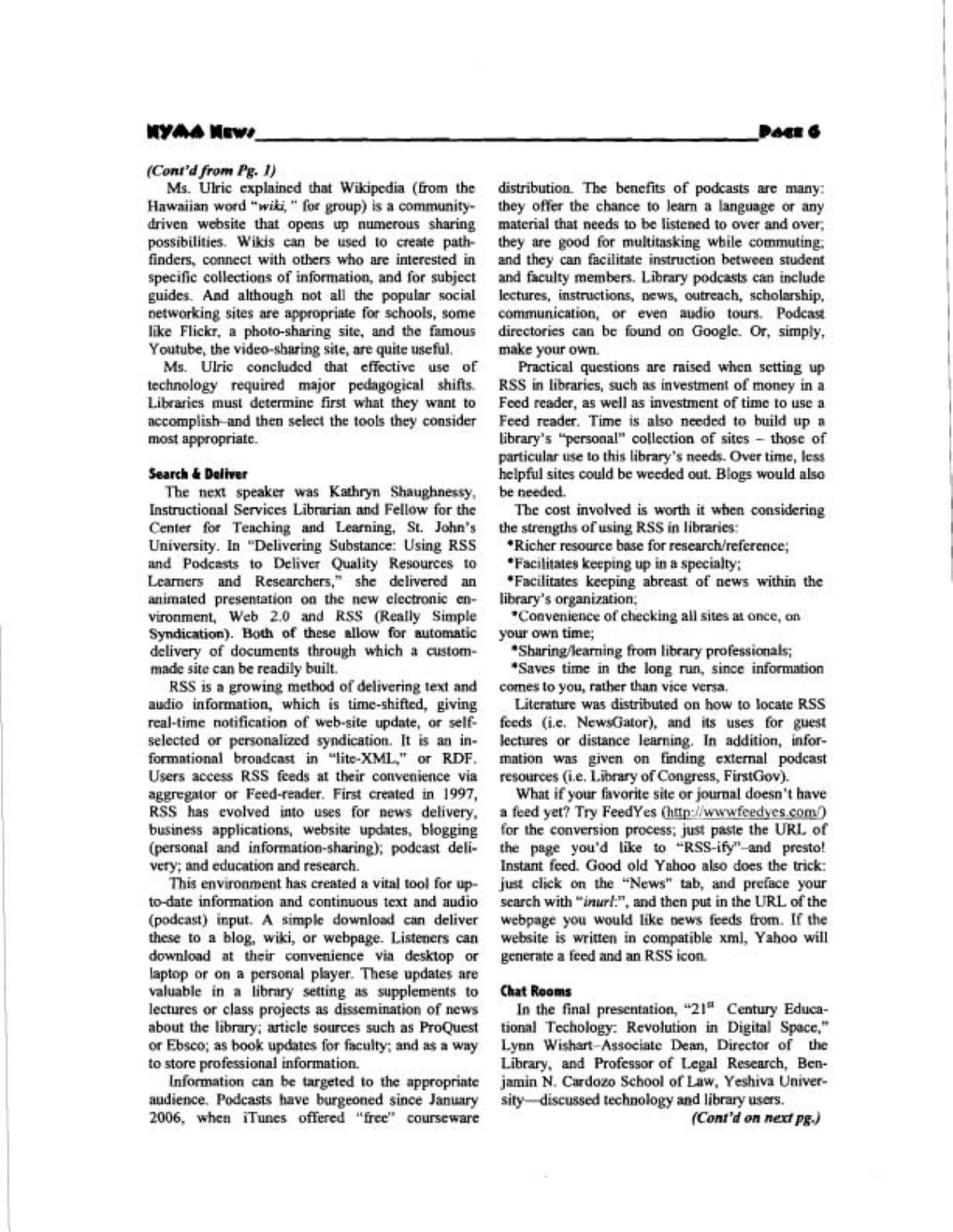*(Cont'd from Pg. 1)*

Ms. Ulric explained that Wikipedia (from the Hawaiian word "*wiki,*" for group) is a community-driven website that opens up numerous sharing possibilities. Wikis can be used to create path-finders, connect with others who are interested in specific collections of information, and for subject guides. And although not all the popular social networking sites are appropriate for schools, some like Flickr, a photo-sharing site, and the famous Youtube, the video-sharing site, are quite useful.

Ms. Ulric concluded that effective use of technology required major pedagogical shifts. Libraries must determine first what they want to accomplish–and then select the tools they consider most appropriate.

### Search & Deliver

The next speaker was Kathryn Shaughnessy, Instructional Services Librarian and Fellow for the Center for Teaching and Learning, St. John's University. In "Delivering Substance: Using RSS and Podcasts to Deliver Quality Resources to Learners and Researchers," she delivered an animated presentation on the new electronic environment, Web 2.0 and RSS (Really Simple Syndication). Both of these allow for automatic delivery of documents through which a custom-made site can be readily built.

RSS is a growing method of delivering text and audio information, which is time-shifted, giving real-time notification of web-site update, or self-selected or personalized syndication. It is an informational broadcast in "lite-XML," or RDF. Users access RSS feeds at their convenience via aggregator or Feed-reader. First created in 1997, RSS has evolved into uses for news delivery, business applications, website updates, blogging (personal and information-sharing); podcast delivery; and education and research.

This environment has created a vital tool for up-to-date information and continuous text and audio (podcast) input. A simple download can deliver these to a blog, wiki, or webpage. Listeners can download at their convenience via desktop or laptop or on a personal player. These updates are valuable in a library setting as supplements to lectures or class projects as dissemination of news about the library; article sources such as ProQuest or Ebsco; as book updates for faculty; and as a way to store professional information.

Information can be targeted to the appropriate audience. Podcasts have burgeoned since January 2006, when iTunes offered "free" courseware distribution. The benefits of podcasts are many: they offer the chance to learn a language or any material that needs to be listened to over and over; they are good for multitasking while commuting; and they can facilitate instruction between student and faculty members. Library podcasts can include lectures, instructions, news, outreach, scholarship, communication, or even audio tours. Podcast directories can be found on Google. Or, simply, make your own.

Practical questions are raised when setting up RSS in libraries, such as investment of money in a Feed reader, as well as investment of time to use a Feed reader. Time is also needed to build up a library's "personal" collection of sites – those of particular use to this library's needs. Over time, less helpful sites could be weeded out. Blogs would also be needed.

The cost involved is worth it when considering the strengths of using RSS in libraries:

- Richer resource base for research/reference;
- Facilitates keeping up in a specialty;
- Facilitates keeping abreast of news within the library's organization;
- Convenience of checking all sites at once, on your own time;
- Sharing/learning from library professionals;
- Saves time in the long run, since information comes to you, rather than vice versa.

Literature was distributed on how to locate RSS feeds (i.e. NewsGator), and its uses for guest lectures or distance learning. In addition, information was given on finding external podcast resources (i.e. Library of Congress, FirstGov).

What if your favorite site or journal doesn't have a feed yet? Try FeedYes (http://wwwfeedyes.com/) for the conversion process; just paste the URL of the page you'd like to "RSS-ify"–and presto! Instant feed. Good old Yahoo also does the trick: just click on the "News" tab, and preface your search with "*inurl:*", and then put in the URL of the webpage you would like news feeds from. If the website is written in compatible xml, Yahoo will generate a feed and an RSS icon.

### Chat Rooms

In the final presentation, "21st Century Educational Techology: Revolution in Digital Space," Lynn Wishart–Associate Dean, Director of the Library, and Professor of Legal Research, Benjamin N. Cardozo School of Law, Yeshiva University—discussed technology and library users.

*(Cont'd on next pg.)*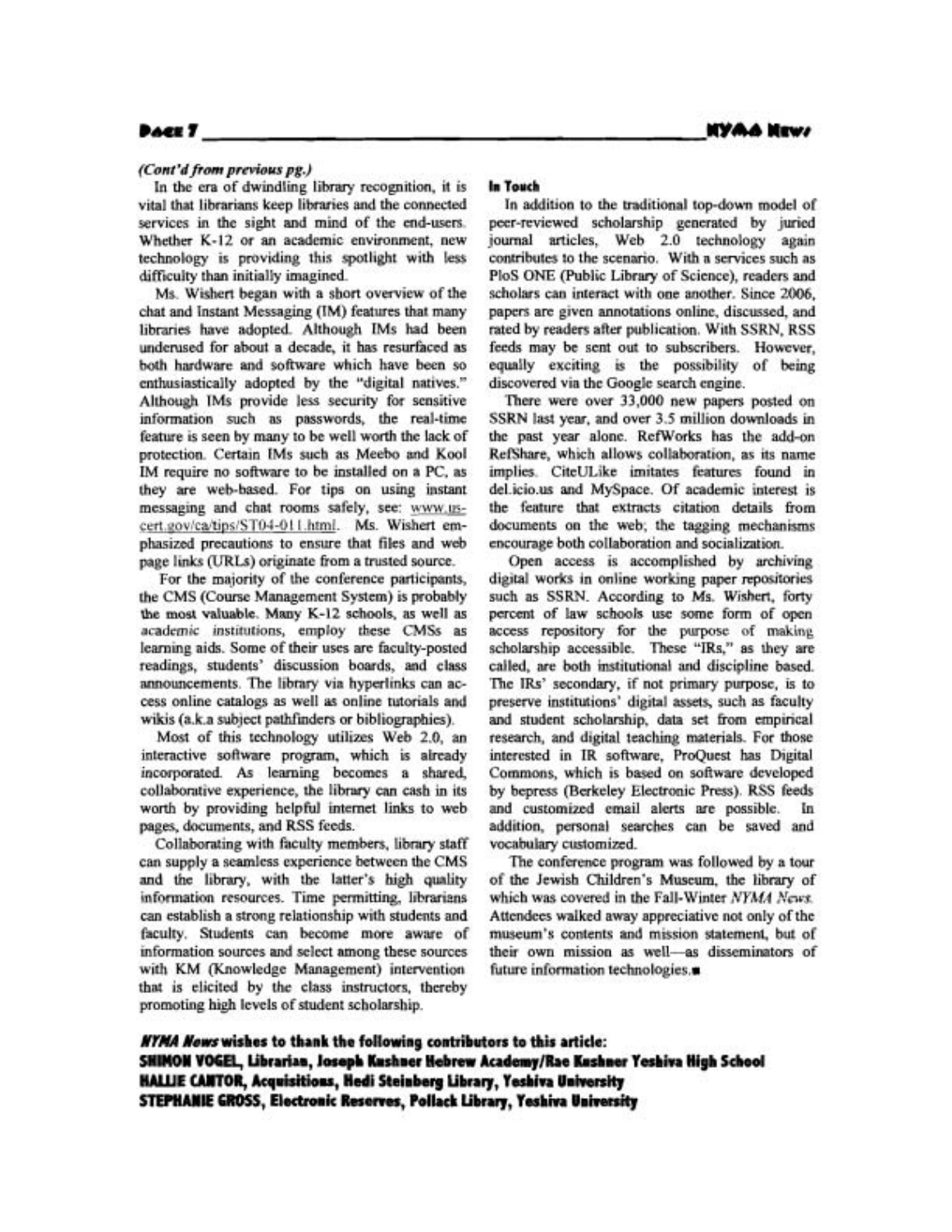*(Cont'd from previous pg.)*

In the era of dwindling library recognition, it is vital that librarians keep libraries and the connected services in the sight and mind of the end-users. Whether K-12 or an academic environment, new technology is providing this spotlight with less difficulty than initially imagined.

Ms. Wishert began with a short overview of the chat and Instant Messaging (IM) features that many libraries have adopted. Although IMs had been underused for about a decade, it has resurfaced as both hardware and software which have been so enthusiastically adopted by the "digital natives." Although IMs provide less security for sensitive information such as passwords, the real-time feature is seen by many to be well worth the lack of protection. Certain IMs such as Meebo and Kool IM require no software to be installed on a PC, as they are web-based. For tips on using instant messaging and chat rooms safely, see: www.us-cert.gov/ca/tips/ST04-011.html. Ms. Wishert emphasized precautions to ensure that files and web page links (URLs) originate from a trusted source.

For the majority of the conference participants, the CMS (Course Management System) is probably the most valuable. Many K-12 schools, as well as academic institutions, employ these CMSs as learning aids. Some of their uses are faculty-posted readings, students' discussion boards, and class announcements. The library via hyperlinks can access online catalogs as well as online tutorials and wikis (a.k.a subject pathfinders or bibliographies).

Most of this technology utilizes Web 2.0, an interactive software program, which is already incorporated. As learning becomes a shared, collaborative experience, the library can cash in its worth by providing helpful internet links to web pages, documents, and RSS feeds.

Collaborating with faculty members, library staff can supply a seamless experience between the CMS and the library, with the latter's high quality information resources. Time permitting, librarians can establish a strong relationship with students and faculty. Students can become more aware of information sources and select among these sources with KM (Knowledge Management) intervention that is elicited by the class instructors, thereby promoting high levels of student scholarship.

**In Touch**

In addition to the traditional top-down model of peer-reviewed scholarship generated by juried journal articles, Web 2.0 technology again contributes to the scenario. With a services such as PloS ONE (Public Library of Science), readers and scholars can interact with one another. Since 2006, papers are given annotations online, discussed, and rated by readers after publication. With SSRN, RSS feeds may be sent out to subscribers. However, equally exciting is the possibility of being discovered via the Google search engine.

There were over 33,000 new papers posted on SSRN last year, and over 3.5 million downloads in the past year alone. RefWorks has the add-on RefShare, which allows collaboration, as its name implies. CiteULike imitates features found in del.icio.us and MySpace. Of academic interest is the feature that extracts citation details from documents on the web; the tagging mechanisms encourage both collaboration and socialization.

Open access is accomplished by archiving digital works in online working paper repositories such as SSRN. According to Ms. Wishert, forty percent of law schools use some form of open access repository for the purpose of making scholarship accessible. These "IRs," as they are called, are both institutional and discipline based. The IRs' secondary, if not primary purpose, is to preserve institutions' digital assets, such as faculty and student scholarship, data set from empirical research, and digital teaching materials. For those interested in IR software, ProQuest has Digital Commons, which is based on software developed by bepress (Berkeley Electronic Press). RSS feeds and customized email alerts are possible. In addition, personal searches can be saved and vocabulary customized.

The conference program was followed by a tour of the Jewish Children's Museum, the library of which was covered in the Fall-Winter *NYMA News*. Attendees walked away appreciative not only of the museum's contents and mission statement, but of their own mission as well—as disseminators of future information technologies.■

***NYMA News* wishes to thank the following contributors to this article:**
**SHIMON VOGEL, Librarian, Joseph Kushner Hebrew Academy/Rae Kushner Yeshiva High School**
**HALLIE CANTOR, Acquisitions, Hedi Steinberg Library, Yeshiva University**
**STEPHANIE GROSS, Electronic Reserves, Pollack Library, Yeshiva University**